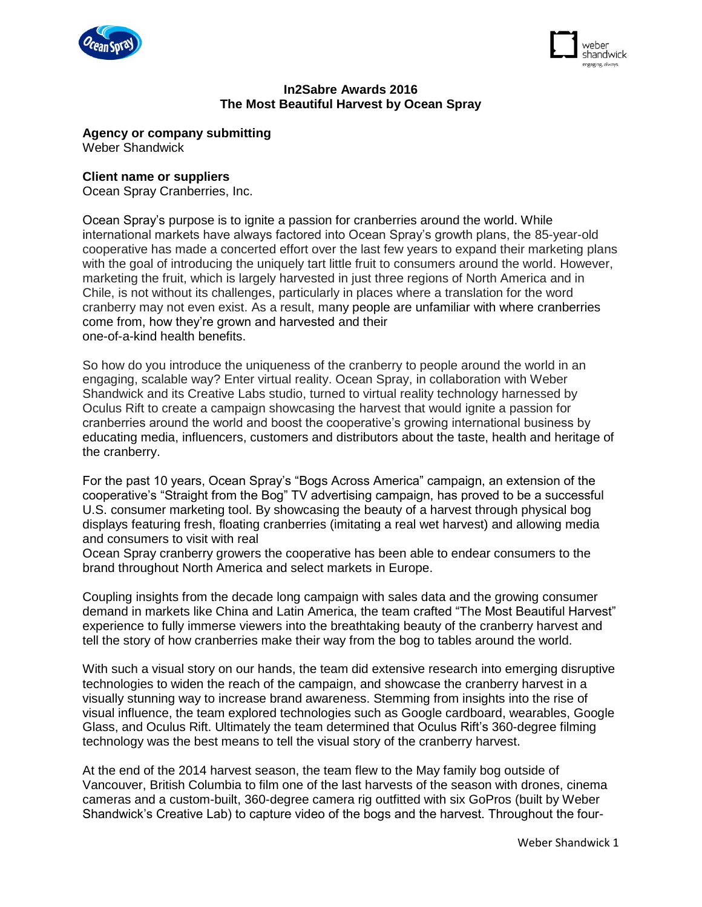**In2Sabre Awards 2016**
**The Most Beautiful Harvest by Ocean Spray**

**Agency or company submitting**
Weber Shandwick

**Client name or suppliers**
Ocean Spray Cranberries, Inc.

Ocean Spray's purpose is to ignite a passion for cranberries around the world. While international markets have always factored into Ocean Spray's growth plans, the 85-year-old cooperative has made a concerted effort over the last few years to expand their marketing plans with the goal of introducing the uniquely tart little fruit to consumers around the world. However, marketing the fruit, which is largely harvested in just three regions of North America and in Chile, is not without its challenges, particularly in places where a translation for the word cranberry may not even exist. As a result, many people are unfamiliar with where cranberries come from, how they're grown and harvested and their one-of-a-kind health benefits.

So how do you introduce the uniqueness of the cranberry to people around the world in an engaging, scalable way? Enter virtual reality. Ocean Spray, in collaboration with Weber Shandwick and its Creative Labs studio, turned to virtual reality technology harnessed by Oculus Rift to create a campaign showcasing the harvest that would ignite a passion for cranberries around the world and boost the cooperative's growing international business by educating media, influencers, customers and distributors about the taste, health and heritage of the cranberry.

For the past 10 years, Ocean Spray's "Bogs Across America" campaign, an extension of the cooperative's "Straight from the Bog" TV advertising campaign, has proved to be a successful U.S. consumer marketing tool. By showcasing the beauty of a harvest through physical bog displays featuring fresh, floating cranberries (imitating a real wet harvest) and allowing media and consumers to visit with real Ocean Spray cranberry growers the cooperative has been able to endear consumers to the brand throughout North America and select markets in Europe.

Coupling insights from the decade long campaign with sales data and the growing consumer demand in markets like China and Latin America, the team crafted "The Most Beautiful Harvest" experience to fully immerse viewers into the breathtaking beauty of the cranberry harvest and tell the story of how cranberries make their way from the bog to tables around the world.

With such a visual story on our hands, the team did extensive research into emerging disruptive technologies to widen the reach of the campaign, and showcase the cranberry harvest in a visually stunning way to increase brand awareness. Stemming from insights into the rise of visual influence, the team explored technologies such as Google cardboard, wearables, Google Glass, and Oculus Rift. Ultimately the team determined that Oculus Rift's 360-degree filming technology was the best means to tell the visual story of the cranberry harvest.

At the end of the 2014 harvest season, the team flew to the May family bog outside of Vancouver, British Columbia to film one of the last harvests of the season with drones, cinema cameras and a custom-built, 360-degree camera rig outfitted with six GoPros (built by Weber Shandwick's Creative Lab) to capture video of the bogs and the harvest. Throughout the four-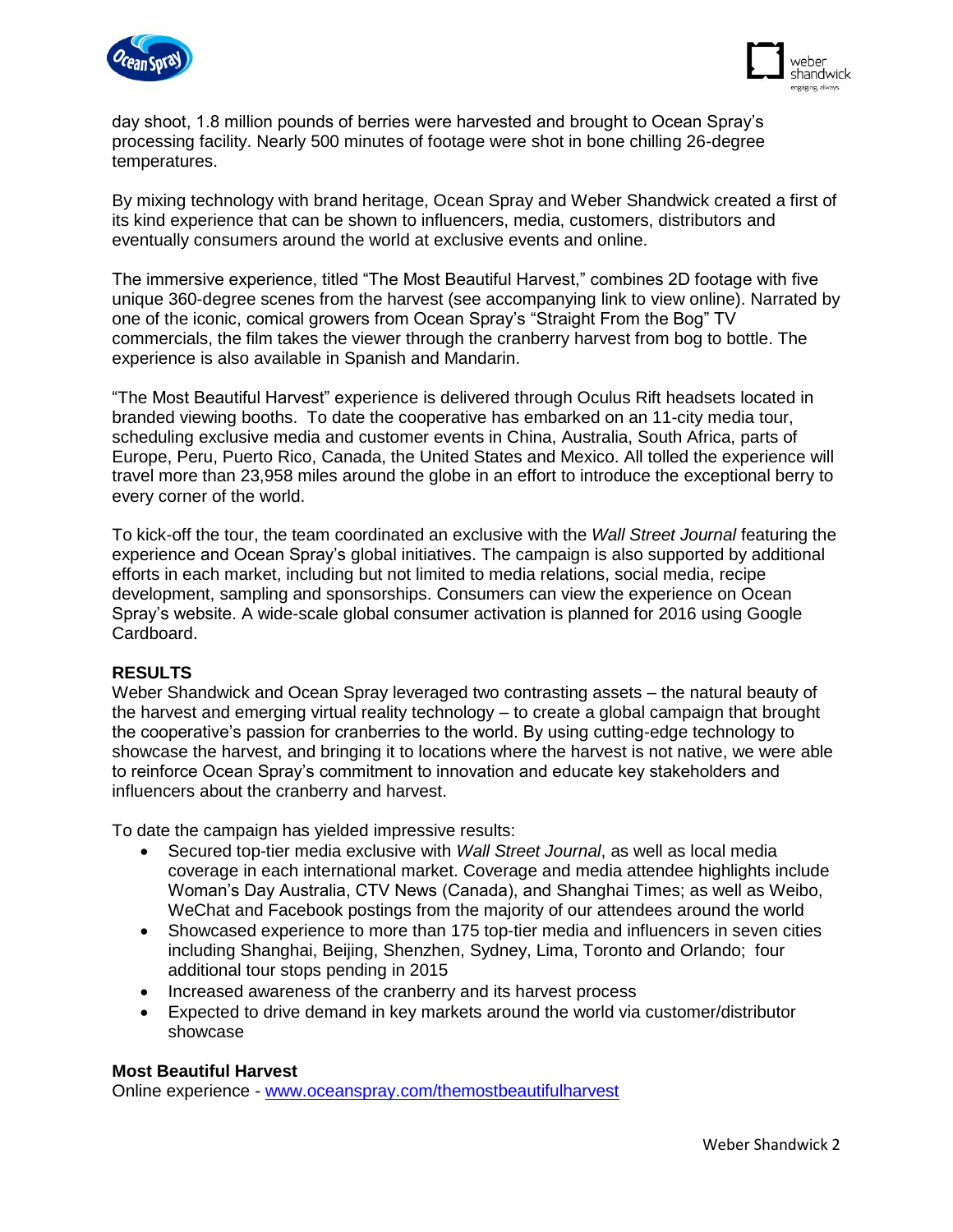day shoot, 1.8 million pounds of berries were harvested and brought to Ocean Spray's processing facility. Nearly 500 minutes of footage were shot in bone chilling 26-degree temperatures.

By mixing technology with brand heritage, Ocean Spray and Weber Shandwick created a first of its kind experience that can be shown to influencers, media, customers, distributors and eventually consumers around the world at exclusive events and online.

The immersive experience, titled "The Most Beautiful Harvest," combines 2D footage with five unique 360-degree scenes from the harvest (see accompanying link to view online). Narrated by one of the iconic, comical growers from Ocean Spray's "Straight From the Bog" TV commercials, the film takes the viewer through the cranberry harvest from bog to bottle. The experience is also available in Spanish and Mandarin.

"The Most Beautiful Harvest" experience is delivered through Oculus Rift headsets located in branded viewing booths. To date the cooperative has embarked on an 11-city media tour, scheduling exclusive media and customer events in China, Australia, South Africa, parts of Europe, Peru, Puerto Rico, Canada, the United States and Mexico. All tolled the experience will travel more than 23,958 miles around the globe in an effort to introduce the exceptional berry to every corner of the world.

To kick-off the tour, the team coordinated an exclusive with the *Wall Street Journal* featuring the experience and Ocean Spray's global initiatives. The campaign is also supported by additional efforts in each market, including but not limited to media relations, social media, recipe development, sampling and sponsorships. Consumers can view the experience on Ocean Spray's website. A wide-scale global consumer activation is planned for 2016 using Google Cardboard.

**RESULTS**

Weber Shandwick and Ocean Spray leveraged two contrasting assets – the natural beauty of the harvest and emerging virtual reality technology – to create a global campaign that brought the cooperative's passion for cranberries to the world. By using cutting-edge technology to showcase the harvest, and bringing it to locations where the harvest is not native, we were able to reinforce Ocean Spray's commitment to innovation and educate key stakeholders and influencers about the cranberry and harvest.

To date the campaign has yielded impressive results:

- Secured top-tier media exclusive with *Wall Street Journal*, as well as local media coverage in each international market. Coverage and media attendee highlights include Woman's Day Australia, CTV News (Canada), and Shanghai Times; as well as Weibo, WeChat and Facebook postings from the majority of our attendees around the world
- Showcased experience to more than 175 top-tier media and influencers in seven cities including Shanghai, Beijing, Shenzhen, Sydney, Lima, Toronto and Orlando; four additional tour stops pending in 2015
- Increased awareness of the cranberry and its harvest process
- Expected to drive demand in key markets around the world via customer/distributor showcase

**Most Beautiful Harvest**

Online experience - www.oceanspray.com/themostbeautifulharvest